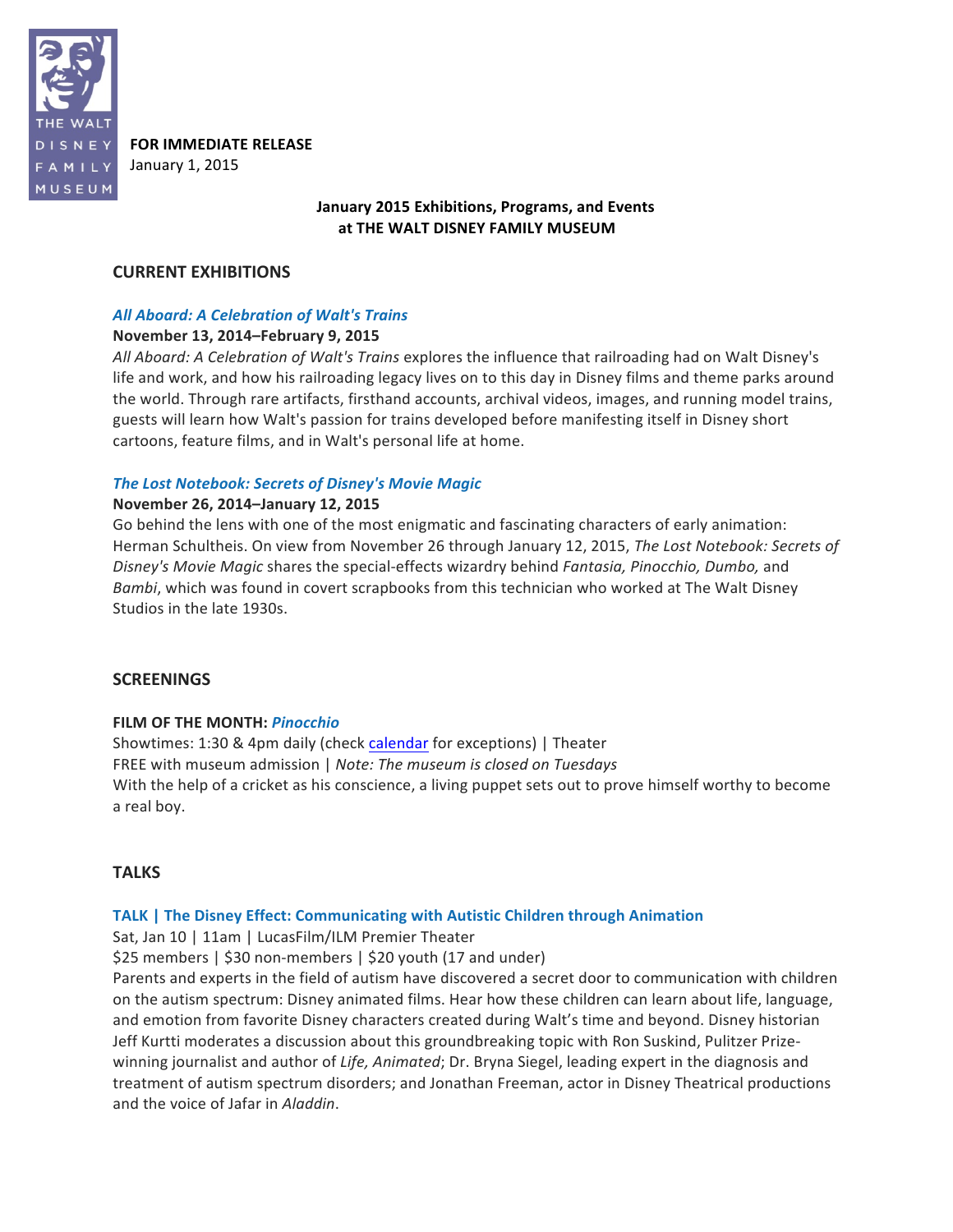THE WALT DISNEY FAMILY MUSEUM

**FOR IMMEDIATE RELEASE**
January 1, 2015

# January 2015 Exhibitions, Programs, and Events at THE WALT DISNEY FAMILY MUSEUM

## CURRENT EXHIBITIONS

### *All Aboard: A Celebration of Walt's Trains*

**November 13, 2014–February 9, 2015**

*All Aboard: A Celebration of Walt's Trains* explores the influence that railroading had on Walt Disney's life and work, and how his railroading legacy lives on to this day in Disney films and theme parks around the world. Through rare artifacts, firsthand accounts, archival videos, images, and running model trains, guests will learn how Walt's passion for trains developed before manifesting itself in Disney short cartoons, feature films, and in Walt's personal life at home.

### *The Lost Notebook: Secrets of Disney's Movie Magic*

**November 26, 2014–January 12, 2015**

Go behind the lens with one of the most enigmatic and fascinating characters of early animation: Herman Schultheis. On view from November 26 through January 12, 2015, *The Lost Notebook: Secrets of Disney's Movie Magic* shares the special-effects wizardry behind *Fantasia, Pinocchio, Dumbo,* and *Bambi*, which was found in covert scrapbooks from this technician who worked at The Walt Disney Studios in the late 1930s.

## SCREENINGS

### FILM OF THE MONTH: *Pinocchio*

Showtimes: 1:30 & 4pm daily (check calendar for exceptions) | Theater
FREE with museum admission | *Note: The museum is closed on Tuesdays*
With the help of a cricket as his conscience, a living puppet sets out to prove himself worthy to become a real boy.

## TALKS

### TALK | The Disney Effect: Communicating with Autistic Children through Animation

Sat, Jan 10 | 11am | LucasFilm/ILM Premier Theater
$25 members | $30 non-members | $20 youth (17 and under)
Parents and experts in the field of autism have discovered a secret door to communication with children on the autism spectrum: Disney animated films. Hear how these children can learn about life, language, and emotion from favorite Disney characters created during Walt's time and beyond. Disney historian Jeff Kurtti moderates a discussion about this groundbreaking topic with Ron Suskind, Pulitzer Prize-winning journalist and author of *Life, Animated*; Dr. Bryna Siegel, leading expert in the diagnosis and treatment of autism spectrum disorders; and Jonathan Freeman, actor in Disney Theatrical productions and the voice of Jafar in *Aladdin*.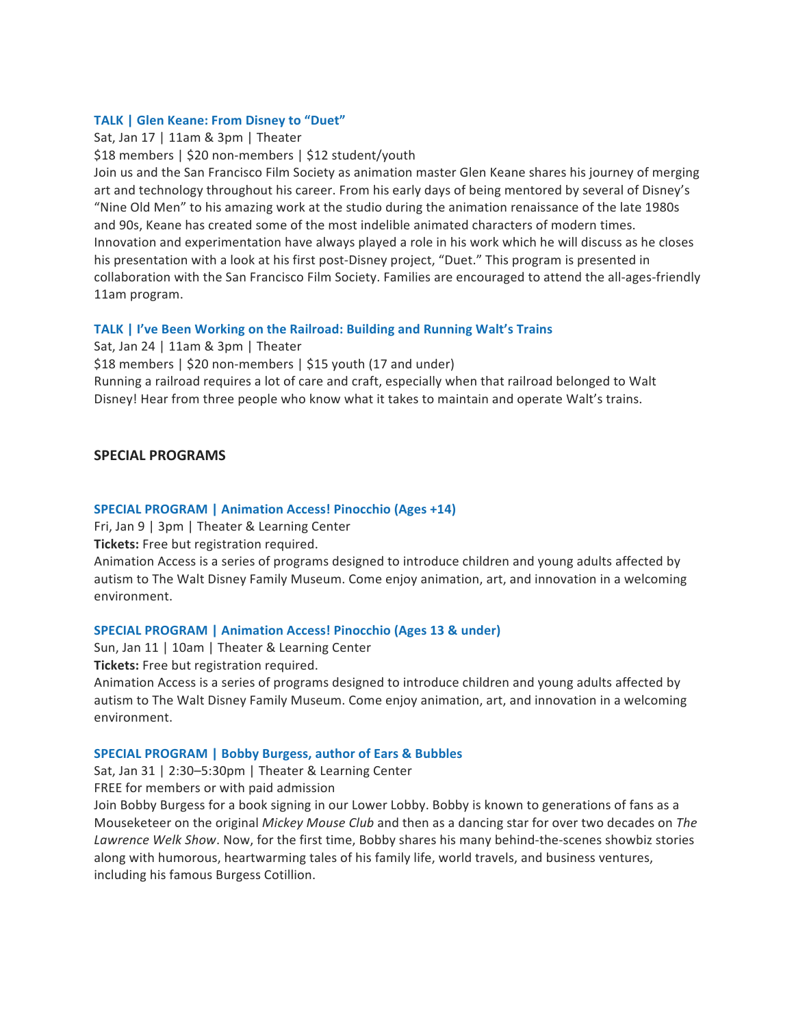### TALK | Glen Keane: From Disney to "Duet"

Sat, Jan 17 | 11am & 3pm | Theater

$18 members | $20 non-members | $12 student/youth

Join us and the San Francisco Film Society as animation master Glen Keane shares his journey of merging art and technology throughout his career. From his early days of being mentored by several of Disney's "Nine Old Men" to his amazing work at the studio during the animation renaissance of the late 1980s and 90s, Keane has created some of the most indelible animated characters of modern times. Innovation and experimentation have always played a role in his work which he will discuss as he closes his presentation with a look at his first post-Disney project, "Duet." This program is presented in collaboration with the San Francisco Film Society. Families are encouraged to attend the all-ages-friendly 11am program.

### TALK | I've Been Working on the Railroad: Building and Running Walt's Trains

Sat, Jan 24 | 11am & 3pm | Theater

$18 members | $20 non-members | $15 youth (17 and under)

Running a railroad requires a lot of care and craft, especially when that railroad belonged to Walt Disney! Hear from three people who know what it takes to maintain and operate Walt's trains.

## SPECIAL PROGRAMS

### SPECIAL PROGRAM | Animation Access! Pinocchio (Ages +14)

Fri, Jan 9 | 3pm | Theater & Learning Center

**Tickets:** Free but registration required.

Animation Access is a series of programs designed to introduce children and young adults affected by autism to The Walt Disney Family Museum. Come enjoy animation, art, and innovation in a welcoming environment.

### SPECIAL PROGRAM | Animation Access! Pinocchio (Ages 13 & under)

Sun, Jan 11 | 10am | Theater & Learning Center

**Tickets:** Free but registration required.

Animation Access is a series of programs designed to introduce children and young adults affected by autism to The Walt Disney Family Museum. Come enjoy animation, art, and innovation in a welcoming environment.

### SPECIAL PROGRAM | Bobby Burgess, author of Ears & Bubbles

Sat, Jan 31 | 2:30–5:30pm | Theater & Learning Center

FREE for members or with paid admission

Join Bobby Burgess for a book signing in our Lower Lobby. Bobby is known to generations of fans as a Mouseketeer on the original *Mickey Mouse Club* and then as a dancing star for over two decades on *The Lawrence Welk Show*. Now, for the first time, Bobby shares his many behind-the-scenes showbiz stories along with humorous, heartwarming tales of his family life, world travels, and business ventures, including his famous Burgess Cotillion.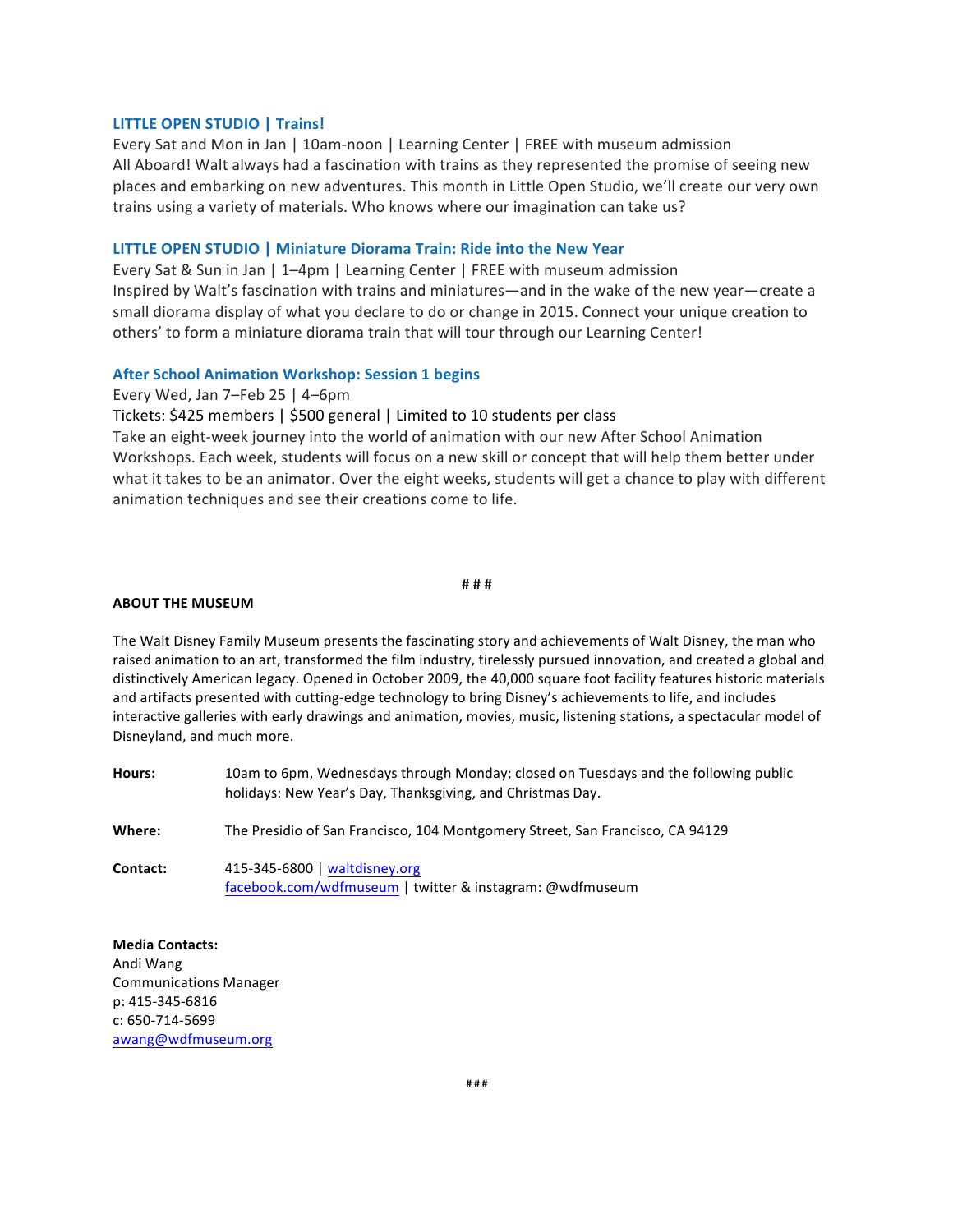### LITTLE OPEN STUDIO | Trains!

Every Sat and Mon in Jan | 10am-noon | Learning Center | FREE with museum admission
All Aboard! Walt always had a fascination with trains as they represented the promise of seeing new places and embarking on new adventures. This month in Little Open Studio, we'll create our very own trains using a variety of materials. Who knows where our imagination can take us?

### LITTLE OPEN STUDIO | Miniature Diorama Train: Ride into the New Year

Every Sat & Sun in Jan | 1–4pm | Learning Center | FREE with museum admission
Inspired by Walt's fascination with trains and miniatures—and in the wake of the new year—create a small diorama display of what you declare to do or change in 2015. Connect your unique creation to others' to form a miniature diorama train that will tour through our Learning Center!

### After School Animation Workshop: Session 1 begins

Every Wed, Jan 7–Feb 25 | 4–6pm
Tickets: $425 members | $500 general | Limited to 10 students per class
Take an eight-week journey into the world of animation with our new After School Animation Workshops. Each week, students will focus on a new skill or concept that will help them better under what it takes to be an animator. Over the eight weeks, students will get a chance to play with different animation techniques and see their creations come to life.

# # #

**ABOUT THE MUSEUM**

The Walt Disney Family Museum presents the fascinating story and achievements of Walt Disney, the man who raised animation to an art, transformed the film industry, tirelessly pursued innovation, and created a global and distinctively American legacy. Opened in October 2009, the 40,000 square foot facility features historic materials and artifacts presented with cutting-edge technology to bring Disney's achievements to life, and includes interactive galleries with early drawings and animation, movies, music, listening stations, a spectacular model of Disneyland, and much more.

**Hours:** 10am to 6pm, Wednesdays through Monday; closed on Tuesdays and the following public holidays: New Year's Day, Thanksgiving, and Christmas Day.

**Where:** The Presidio of San Francisco, 104 Montgomery Street, San Francisco, CA 94129

**Contact:** 415-345-6800 | waltdisney.org
facebook.com/wdfmuseum | twitter & instagram: @wdfmuseum

**Media Contacts:**
Andi Wang
Communications Manager
p: 415-345-6816
c: 650-714-5699
awang@wdfmuseum.org

# # #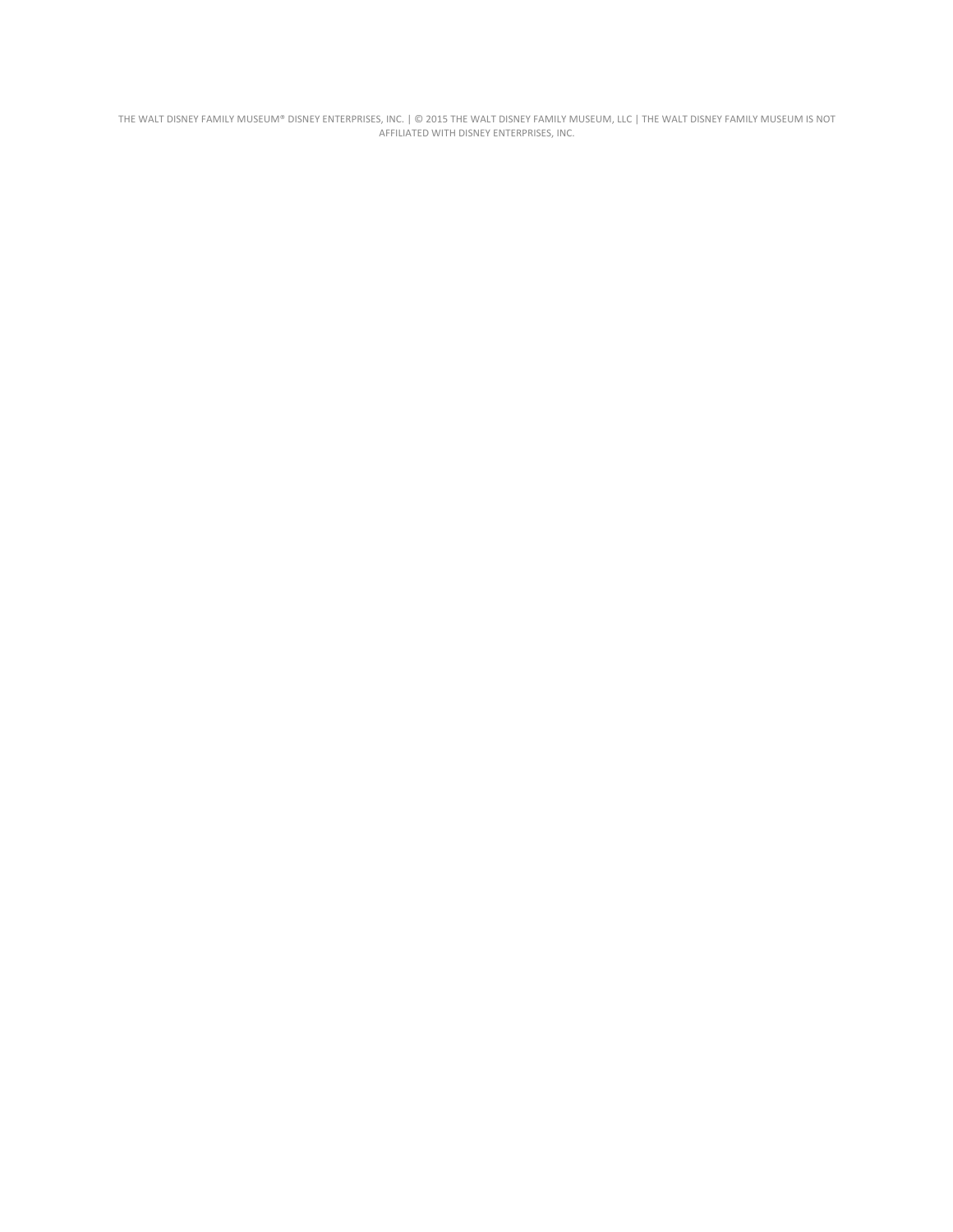THE WALT DISNEY FAMILY MUSEUM® DISNEY ENTERPRISES, INC. | © 2015 THE WALT DISNEY FAMILY MUSEUM, LLC | THE WALT DISNEY FAMILY MUSEUM IS NOT AFFILIATED WITH DISNEY ENTERPRISES, INC.